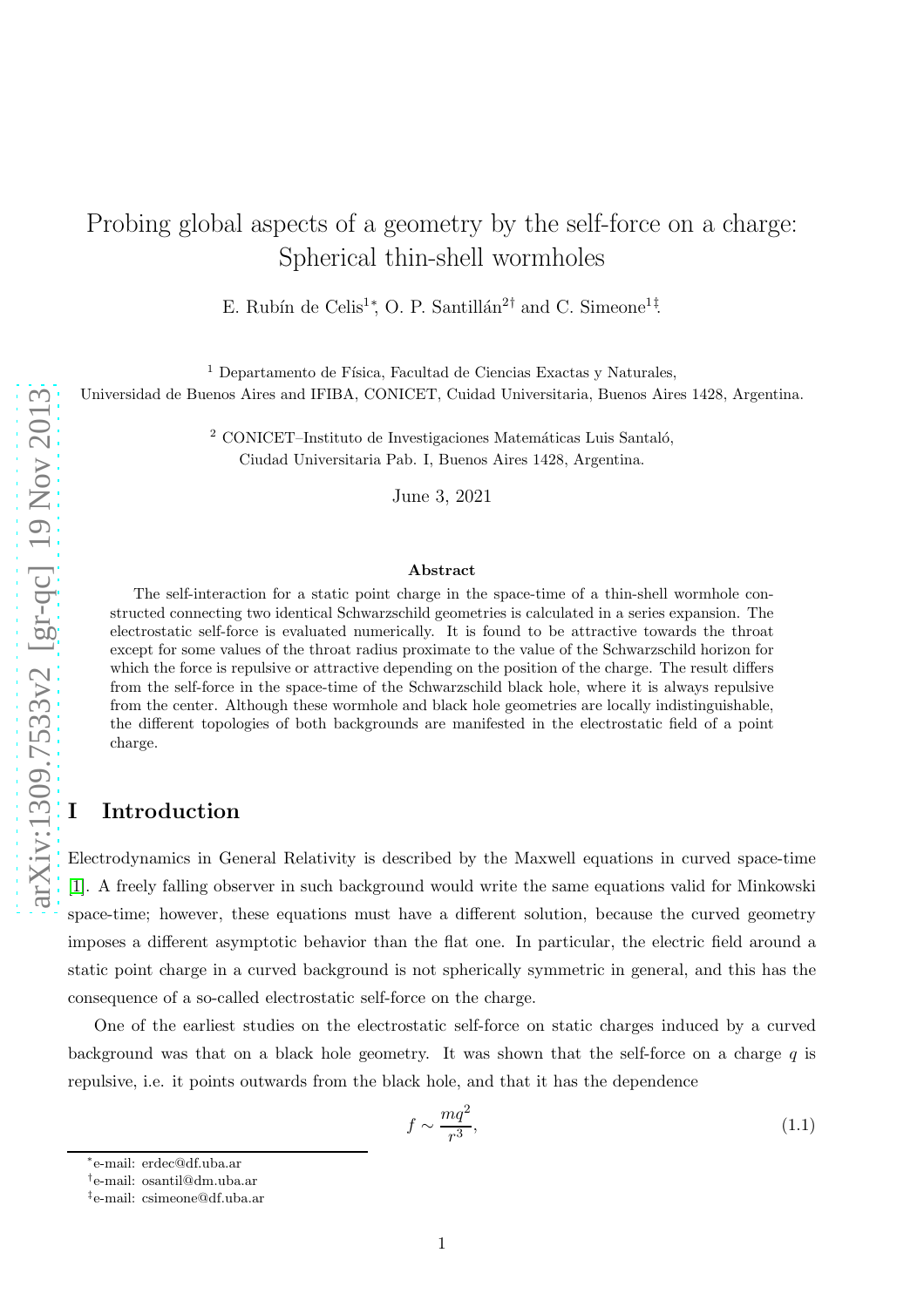# Probing global aspects of a geometry by the self-force on a charge: Spherical thin-shell wormholes

E. Rubín de Celis[1]*, O. P. Santillán[2]† and C. Simeone[1]‡.

[1] Departamento de Física, Facultad de Ciencias Exactas y Naturales, Universidad de Buenos Aires and IFIBA, CONICET, Cuidad Universitaria, Buenos Aires 1428, Argentina.

[2] CONICET–Instituto de Investigaciones Matemáticas Luis Santaló, Ciudad Universitaria Pab. I, Buenos Aires 1428, Argentina.

June 3, 2021

## Abstract

The self-interaction for a static point charge in the space-time of a thin-shell wormhole constructed connecting two identical Schwarzschild geometries is calculated in a series expansion. The electrostatic self-force is evaluated numerically. It is found to be attractive towards the throat except for some values of the throat radius proximate to the value of the Schwarzschild horizon for which the force is repulsive or attractive depending on the position of the charge. The result differs from the self-force in the space-time of the Schwarzschild black hole, where it is always repulsive from the center. Although these wormhole and black hole geometries are locally indistinguishable, the different topologies of both backgrounds are manifested in the electrostatic field of a point charge.

## I Introduction

Electrodynamics in General Relativity is described by the Maxwell equations in curved space-time [1]. A freely falling observer in such background would write the same equations valid for Minkowski space-time; however, these equations must have a different solution, because the curved geometry imposes a different asymptotic behavior than the flat one. In particular, the electric field around a static point charge in a curved background is not spherically symmetric in general, and this has the consequence of a so-called electrostatic self-force on the charge.

One of the earliest studies on the electrostatic self-force on static charges induced by a curved background was that on a black hole geometry. It was shown that the self-force on a charge $q$ is repulsive, i.e. it points outwards from the black hole, and that it has the dependence

$$f \sim \frac{mq^2}{r^3}, \tag{1.1}$$

*e-mail: erdec@df.uba.ar

†e-mail: osantil@dm.uba.ar

‡e-mail: csimeone@df.uba.ar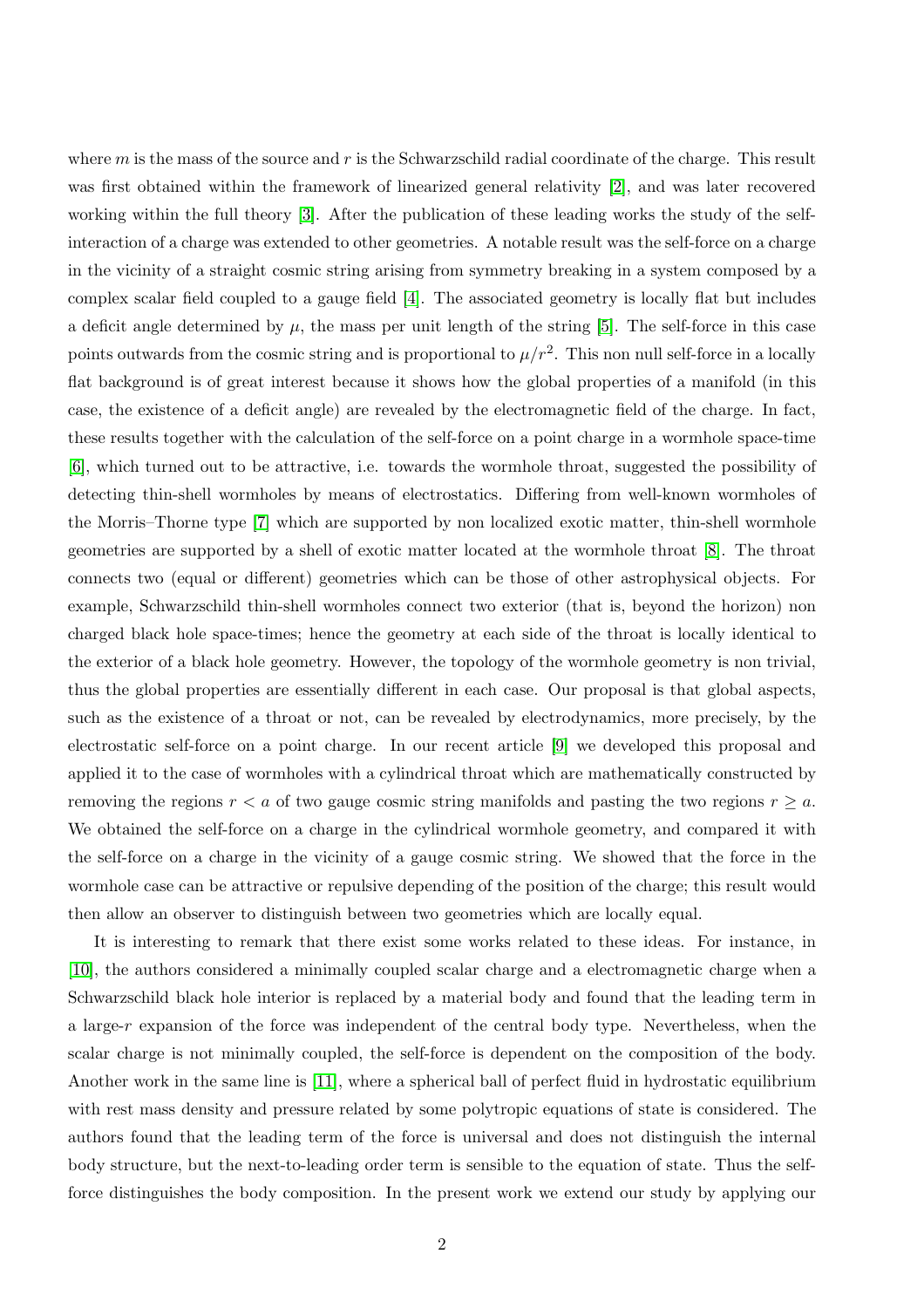where $m$ is the mass of the source and $r$ is the Schwarzschild radial coordinate of the charge. This result was first obtained within the framework of linearized general relativity [2], and was later recovered working within the full theory [3]. After the publication of these leading works the study of the self-interaction of a charge was extended to other geometries. A notable result was the self-force on a charge in the vicinity of a straight cosmic string arising from symmetry breaking in a system composed by a complex scalar field coupled to a gauge field [4]. The associated geometry is locally flat but includes a deficit angle determined by $\mu$, the mass per unit length of the string [5]. The self-force in this case points outwards from the cosmic string and is proportional to $\mu/r^2$. This non null self-force in a locally flat background is of great interest because it shows how the global properties of a manifold (in this case, the existence of a deficit angle) are revealed by the electromagnetic field of the charge. In fact, these results together with the calculation of the self-force on a point charge in a wormhole space-time [6], which turned out to be attractive, i.e. towards the wormhole throat, suggested the possibility of detecting thin-shell wormholes by means of electrostatics. Differing from well-known wormholes of the Morris–Thorne type [7] which are supported by non localized exotic matter, thin-shell wormhole geometries are supported by a shell of exotic matter located at the wormhole throat [8]. The throat connects two (equal or different) geometries which can be those of other astrophysical objects. For example, Schwarzschild thin-shell wormholes connect two exterior (that is, beyond the horizon) non charged black hole space-times; hence the geometry at each side of the throat is locally identical to the exterior of a black hole geometry. However, the topology of the wormhole geometry is non trivial, thus the global properties are essentially different in each case. Our proposal is that global aspects, such as the existence of a throat or not, can be revealed by electrodynamics, more precisely, by the electrostatic self-force on a point charge. In our recent article [9] we developed this proposal and applied it to the case of wormholes with a cylindrical throat which are mathematically constructed by removing the regions $r < a$ of two gauge cosmic string manifolds and pasting the two regions $r \geq a$. We obtained the self-force on a charge in the cylindrical wormhole geometry, and compared it with the self-force on a charge in the vicinity of a gauge cosmic string. We showed that the force in the wormhole case can be attractive or repulsive depending of the position of the charge; this result would then allow an observer to distinguish between two geometries which are locally equal.

It is interesting to remark that there exist some works related to these ideas. For instance, in [10], the authors considered a minimally coupled scalar charge and a electromagnetic charge when a Schwarzschild black hole interior is replaced by a material body and found that the leading term in a large-$r$ expansion of the force was independent of the central body type. Nevertheless, when the scalar charge is not minimally coupled, the self-force is dependent on the composition of the body. Another work in the same line is [11], where a spherical ball of perfect fluid in hydrostatic equilibrium with rest mass density and pressure related by some polytropic equations of state is considered. The authors found that the leading term of the force is universal and does not distinguish the internal body structure, but the next-to-leading order term is sensible to the equation of state. Thus the self-force distinguishes the body composition. In the present work we extend our study by applying our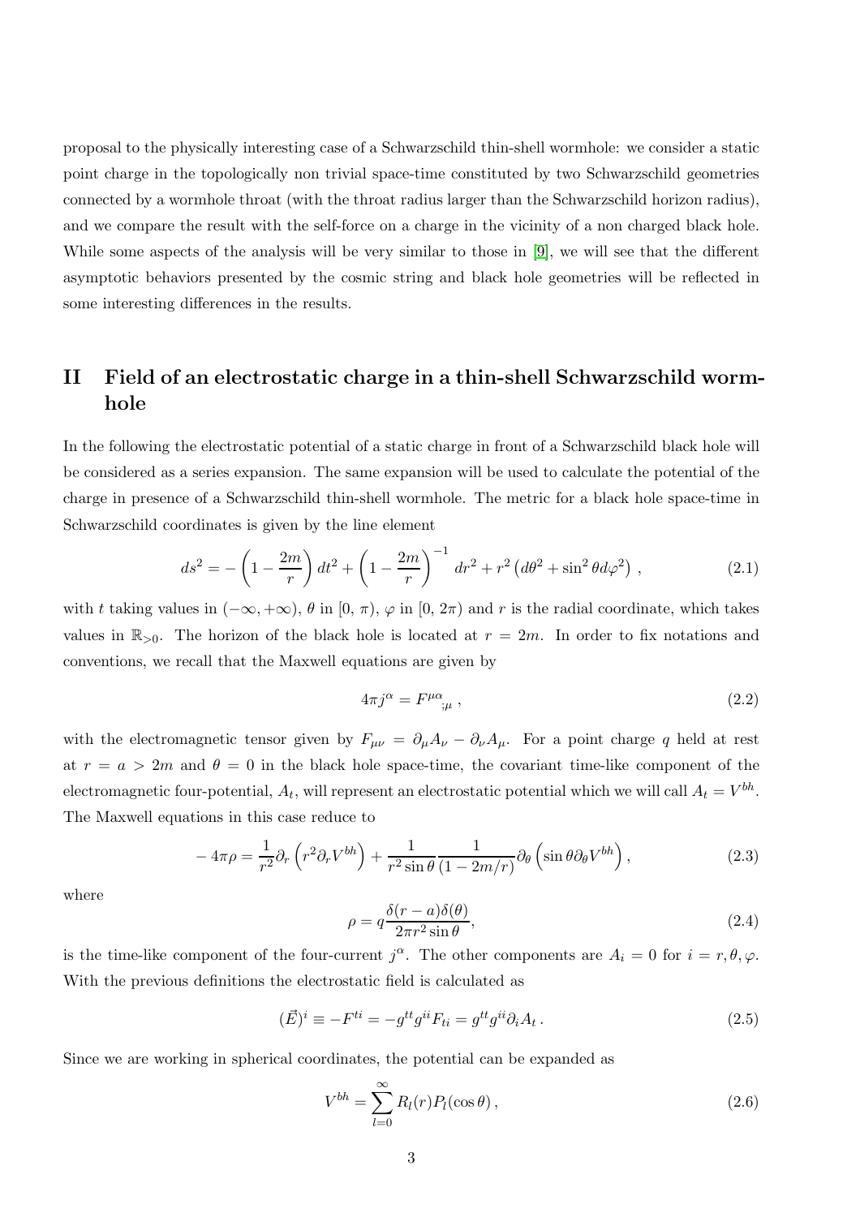proposal to the physically interesting case of a Schwarzschild thin-shell wormhole: we consider a static point charge in the topologically non trivial space-time constituted by two Schwarzschild geometries connected by a wormhole throat (with the throat radius larger than the Schwarzschild horizon radius), and we compare the result with the self-force on a charge in the vicinity of a non charged black hole. While some aspects of the analysis will be very similar to those in [9], we will see that the different asymptotic behaviors presented by the cosmic string and black hole geometries will be reflected in some interesting differences in the results.

## II Field of an electrostatic charge in a thin-shell Schwarzschild wormhole

In the following the electrostatic potential of a static charge in front of a Schwarzschild black hole will be considered as a series expansion. The same expansion will be used to calculate the potential of the charge in presence of a Schwarzschild thin-shell wormhole. The metric for a black hole space-time in Schwarzschild coordinates is given by the line element

$$ds^2 = -\left(1 - \frac{2m}{r}\right) dt^2 + \left(1 - \frac{2m}{r}\right)^{-1} dr^2 + r^2 \left(d\theta^2 + \sin^2\theta d\varphi^2\right) , \tag{2.1}$$

with $t$ taking values in $(-\infty, +\infty)$, $\theta$ in $[0, \pi)$, $\varphi$ in $[0, 2\pi)$ and $r$ is the radial coordinate, which takes values in $\mathbb{R}_{>0}$. The horizon of the black hole is located at $r = 2m$. In order to fix notations and conventions, we recall that the Maxwell equations are given by

$$4\pi j^\alpha = F^{\mu\alpha}{}_{;\mu} \, , \tag{2.2}$$

with the electromagnetic tensor given by $F_{\mu\nu} = \partial_\mu A_\nu - \partial_\nu A_\mu$. For a point charge $q$ held at rest at $r = a > 2m$ and $\theta = 0$ in the black hole space-time, the covariant time-like component of the electromagnetic four-potential, $A_t$, will represent an electrostatic potential which we will call $A_t = V^{bh}$. The Maxwell equations in this case reduce to

$$-4\pi\rho = \frac{1}{r^2}\partial_r\left(r^2\partial_r V^{bh}\right) + \frac{1}{r^2\sin\theta}\frac{1}{(1-2m/r)}\partial_\theta\left(\sin\theta\partial_\theta V^{bh}\right), \tag{2.3}$$

where

$$\rho = q\frac{\delta(r-a)\delta(\theta)}{2\pi r^2 \sin\theta}, \tag{2.4}$$

is the time-like component of the four-current $j^\alpha$. The other components are $A_i = 0$ for $i = r, \theta, \varphi$. With the previous definitions the electrostatic field is calculated as

$$(\vec{E})^i \equiv -F^{ti} = -g^{tt}g^{ii}F_{ti} = g^{tt}g^{ii}\partial_i A_t \, . \tag{2.5}$$

Since we are working in spherical coordinates, the potential can be expanded as

$$V^{bh} = \sum_{l=0}^{\infty} R_l(r) P_l(\cos\theta) \, , \tag{2.6}$$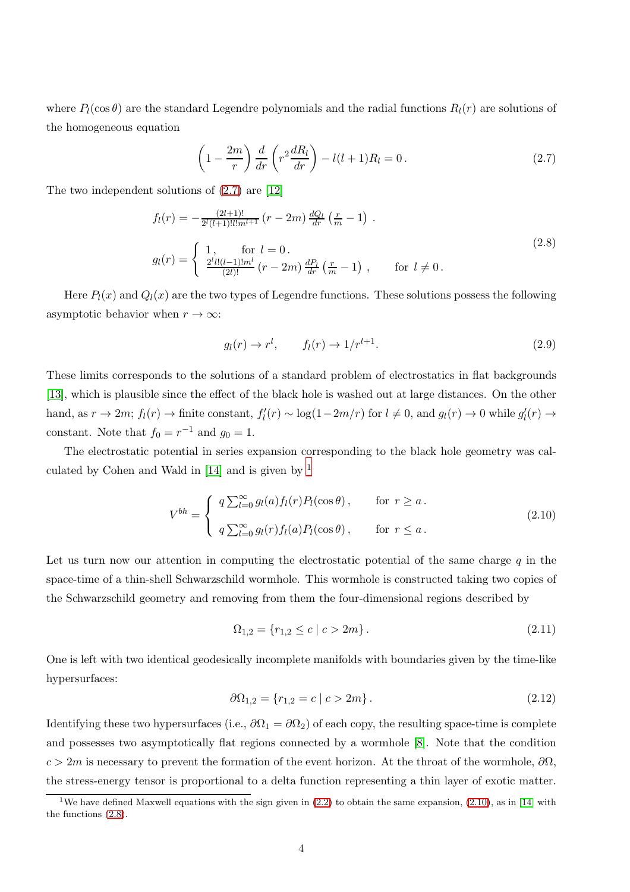where $P_l(\cos\theta)$ are the standard Legendre polynomials and the radial functions $R_l(r)$ are solutions of the homogeneous equation

$$\left(1 - \frac{2m}{r}\right) \frac{d}{dr}\left(r^2 \frac{dR_l}{dr}\right) - l(l+1)R_l = 0\,. \tag{2.7}$$

The two independent solutions of (2.7) are [12]

$$\begin{aligned} f_l(r) &= -\tfrac{(2l+1)!}{2^l(l+1)!l!m^{l+1}}\,(r-2m)\,\tfrac{dQ_l}{dr}\left(\tfrac{r}{m}-1\right)\,. \\ g_l(r) &= \begin{cases} 1\,, & \text{for } l=0\,. \\ \tfrac{2^l l!(l-1)!m^l}{(2l)!}\,(r-2m)\,\tfrac{dP_l}{dr}\left(\tfrac{r}{m}-1\right)\,, & \text{for } l \neq 0\,. \end{cases} \end{aligned} \tag{2.8}$$

Here $P_l(x)$ and $Q_l(x)$ are the two types of Legendre functions. These solutions possess the following asymptotic behavior when $r \to \infty$:

$$g_l(r) \to r^l, \qquad f_l(r) \to 1/r^{l+1}. \tag{2.9}$$

These limits corresponds to the solutions of a standard problem of electrostatics in flat backgrounds [13], which is plausible since the effect of the black hole is washed out at large distances. On the other hand, as $r \to 2m$; $f_l(r) \to$ finite constant, $f_l'(r) \sim \log(1-2m/r)$ for $l \neq 0$, and $g_l(r) \to 0$ while $g_l'(r) \to$ constant. Note that $f_0 = r^{-1}$ and $g_0 = 1$.

The electrostatic potential in series expansion corresponding to the black hole geometry was calculated by Cohen and Wald in [14] and is given by [1]

$$V^{bh} = \begin{cases} q\sum_{l=0}^{\infty} g_l(a) f_l(r) P_l(\cos\theta)\,, & \text{for } r \geq a\,. \\ q\sum_{l=0}^{\infty} g_l(r) f_l(a) P_l(\cos\theta)\,, & \text{for } r \leq a\,. \end{cases} \tag{2.10}$$

Let us turn now our attention in computing the electrostatic potential of the same charge $q$ in the space-time of a thin-shell Schwarzschild wormhole. This wormhole is constructed taking two copies of the Schwarzschild geometry and removing from them the four-dimensional regions described by

$$\Omega_{1,2} = \{r_{1,2} \leq c \mid c > 2m\}\,. \tag{2.11}$$

One is left with two identical geodesically incomplete manifolds with boundaries given by the time-like hypersurfaces:

$$\partial\Omega_{1,2} = \{r_{1,2} = c \mid c > 2m\}\,. \tag{2.12}$$

Identifying these two hypersurfaces (i.e., $\partial\Omega_1 = \partial\Omega_2$) of each copy, the resulting space-time is complete and possesses two asymptotically flat regions connected by a wormhole [8]. Note that the condition $c > 2m$ is necessary to prevent the formation of the event horizon. At the throat of the wormhole, $\partial\Omega$, the stress-energy tensor is proportional to a delta function representing a thin layer of exotic matter.

[1] We have defined Maxwell equations with the sign given in (2.2) to obtain the same expansion, (2.10), as in [14] with the functions (2.8).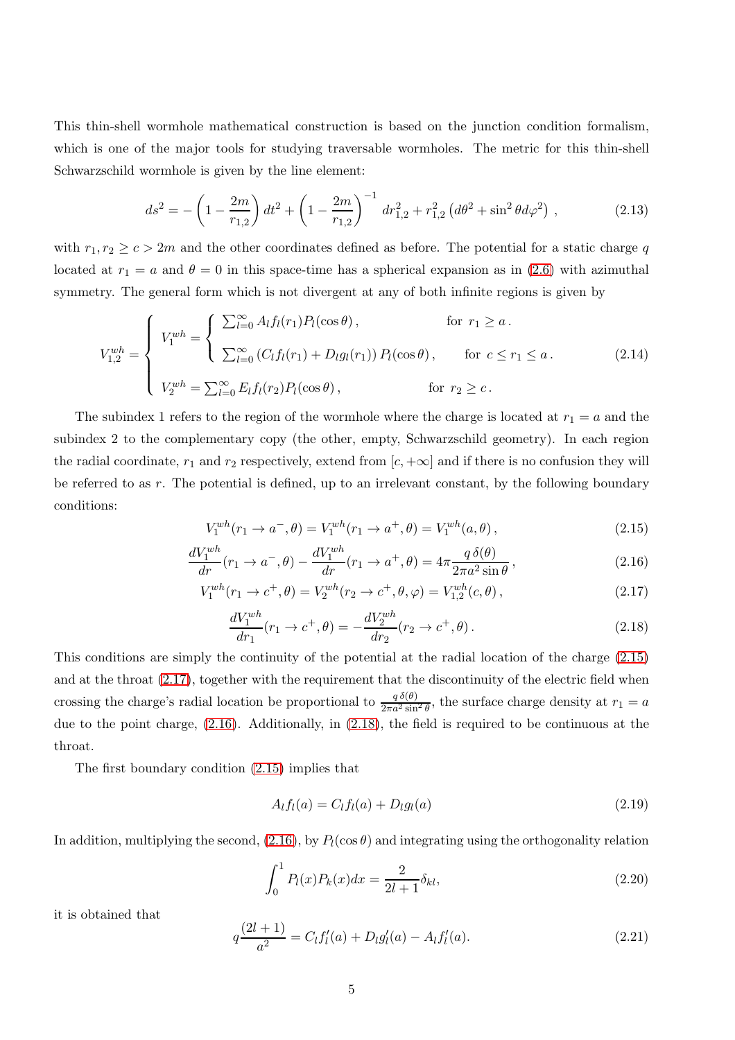This thin-shell wormhole mathematical construction is based on the junction condition formalism, which is one of the major tools for studying traversable wormholes. The metric for this thin-shell Schwarzschild wormhole is given by the line element:

$$ds^2 = -\left(1 - \frac{2m}{r_{1,2}}\right) dt^2 + \left(1 - \frac{2m}{r_{1,2}}\right)^{-1} dr_{1,2}^2 + r_{1,2}^2 \left(d\theta^2 + \sin^2\theta d\varphi^2\right) , \tag{2.13}$$

with $r_1, r_2 \geq c > 2m$ and the other coordinates defined as before. The potential for a static charge $q$ located at $r_1 = a$ and $\theta = 0$ in this space-time has a spherical expansion as in (2.6) with azimuthal symmetry. The general form which is not divergent at any of both infinite regions is given by

$$V^{wh}_{1,2} = \begin{cases} V^{wh}_1 = \begin{cases} \sum_{l=0}^{\infty} A_l f_l(r_1) P_l(\cos\theta) , & \text{for } r_1 \geq a . \\ \sum_{l=0}^{\infty} \left(C_l f_l(r_1) + D_l g_l(r_1)\right) P_l(\cos\theta) , & \text{for } c \leq r_1 \leq a . \end{cases} \\ V^{wh}_2 = \sum_{l=0}^{\infty} E_l f_l(r_2) P_l(\cos\theta) , \qquad\qquad\qquad \text{for } r_2 \geq c . \end{cases} \tag{2.14}$$

The subindex 1 refers to the region of the wormhole where the charge is located at $r_1 = a$ and the subindex 2 to the complementary copy (the other, empty, Schwarzschild geometry). In each region the radial coordinate, $r_1$ and $r_2$ respectively, extend from $[c, +\infty]$ and if there is no confusion they will be referred to as $r$. The potential is defined, up to an irrelevant constant, by the following boundary conditions:

$$V^{wh}_1(r_1 \to a^-, \theta) = V^{wh}_1(r_1 \to a^+, \theta) = V^{wh}_1(a, \theta) , \tag{2.15}$$

$$\frac{dV^{wh}_1}{dr}(r_1 \to a^-, \theta) - \frac{dV^{wh}_1}{dr}(r_1 \to a^+, \theta) = 4\pi \frac{q\,\delta(\theta)}{2\pi a^2 \sin\theta} , \tag{2.16}$$

$$V^{wh}_1(r_1 \to c^+, \theta) = V^{wh}_2(r_2 \to c^+, \theta, \varphi) = V^{wh}_{1,2}(c, \theta) , \tag{2.17}$$

$$\frac{dV^{wh}_1}{dr_1}(r_1 \to c^+, \theta) = -\frac{dV^{wh}_2}{dr_2}(r_2 \to c^+, \theta) . \tag{2.18}$$

This conditions are simply the continuity of the potential at the radial location of the charge (2.15) and at the throat (2.17), together with the requirement that the discontinuity of the electric field when crossing the charge's radial location be proportional to $\frac{q\,\delta(\theta)}{2\pi a^2 \sin^2\theta}$, the surface charge density at $r_1 = a$ due to the point charge, (2.16). Additionally, in (2.18), the field is required to be continuous at the throat.

The first boundary condition (2.15) implies that

$$A_l f_l(a) = C_l f_l(a) + D_l g_l(a) \tag{2.19}$$

In addition, multiplying the second, (2.16), by $P_l(\cos\theta)$ and integrating using the orthogonality relation

$$\int_0^1 P_l(x) P_k(x) dx = \frac{2}{2l+1}\delta_{kl}, \tag{2.20}$$

it is obtained that

$$q\frac{(2l+1)}{a^2} = C_l f_l'(a) + D_l g_l'(a) - A_l f_l'(a). \tag{2.21}$$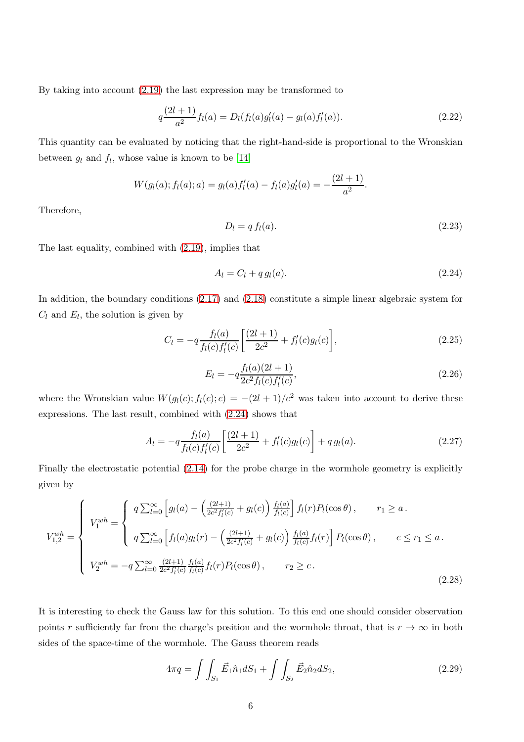By taking into account (2.19) the last expression may be transformed to

$$q\frac{(2l+1)}{a^2}f_l(a) = D_l(f_l(a)g_l'(a) - g_l(a)f_l'(a)). \tag{2.22}$$

This quantity can be evaluated by noticing that the right-hand-side is proportional to the Wronskian between $g_l$ and $f_l$, whose value is known to be [14]

$$W(g_l(a); f_l(a); a) = g_l(a)f_l'(a) - f_l(a)g_l'(a) = -\frac{(2l+1)}{a^2}.$$

Therefore,

$$D_l = q\, f_l(a). \tag{2.23}$$

The last equality, combined with (2.19), implies that

$$A_l = C_l + q\, g_l(a). \tag{2.24}$$

In addition, the boundary conditions (2.17) and (2.18) constitute a simple linear algebraic system for $C_l$ and $E_l$, the solution is given by

$$C_l = -q\frac{f_l(a)}{f_l(c)f_l'(c)}\left[\frac{(2l+1)}{2c^2} + f_l'(c)g_l(c)\right], \tag{2.25}$$

$$E_l = -q\frac{f_l(a)(2l+1)}{2c^2 f_l(c)f_l'(c)}, \tag{2.26}$$

where the Wronskian value $W(g_l(c); f_l(c); c) = -(2l+1)/c^2$ was taken into account to derive these expressions. The last result, combined with (2.24) shows that

$$A_l = -q\frac{f_l(a)}{f_l(c)f_l'(c)}\left[\frac{(2l+1)}{2c^2} + f_l'(c)g_l(c)\right] + q\, g_l(a). \tag{2.27}$$

Finally the electrostatic potential (2.14) for the probe charge in the wormhole geometry is explicitly given by

$$V^{wh}_{1,2} = \begin{cases} V^{wh}_1 = \begin{cases} q\sum_{l=0}^{\infty}\left[g_l(a) - \left(\frac{(2l+1)}{2c^2 f_l'(c)} + g_l(c)\right)\frac{f_l(a)}{f_l(c)}\right] f_l(r) P_l(\cos\theta)\,, & r_1 \geq a\,. \\ q\sum_{l=0}^{\infty}\left[f_l(a)g_l(r) - \left(\frac{(2l+1)}{2c^2 f_l'(c)} + g_l(c)\right)\frac{f_l(a)}{f_l(c)} f_l(r)\right] P_l(\cos\theta)\,, & c \leq r_1 \leq a\,. \end{cases} \\ V^{wh}_2 = -q\sum_{l=0}^{\infty}\frac{(2l+1)}{2c^2 f_l'(c)}\frac{f_l(a)}{f_l(c)} f_l(r) P_l(\cos\theta)\,, \qquad r_2 \geq c\,. \end{cases} \tag{2.28}$$

It is interesting to check the Gauss law for this solution. To this end one should consider observation points $r$ sufficiently far from the charge's position and the wormhole throat, that is $r \to \infty$ in both sides of the space-time of the wormhole. The Gauss theorem reads

$$4\pi q = \int\int_{S_1} \vec{E}_1 \hat{n}_1 dS_1 + \int\int_{S_2} \vec{E}_2 \hat{n}_2 dS_2, \tag{2.29}$$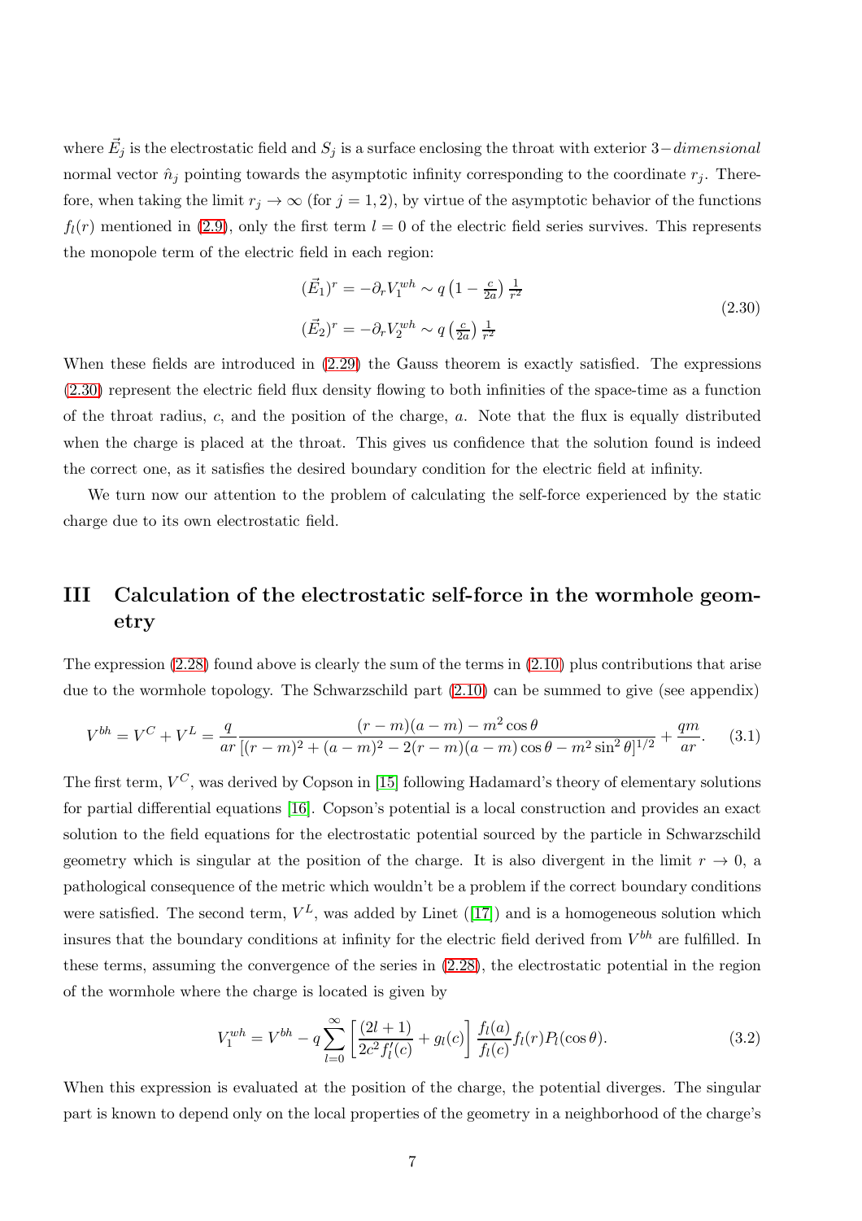where $\vec{E}_j$ is the electrostatic field and $S_j$ is a surface enclosing the throat with exterior $3-$*dimensional* normal vector $\hat{n}_j$ pointing towards the asymptotic infinity corresponding to the coordinate $r_j$. Therefore, when taking the limit $r_j \to \infty$ (for $j = 1, 2$), by virtue of the asymptotic behavior of the functions $f_l(r)$ mentioned in (2.9), only the first term $l = 0$ of the electric field series survives. This represents the monopole term of the electric field in each region:

$$
\begin{aligned}
(\vec{E}_1)^r &= -\partial_r V_1^{wh} \sim q\left(1 - \tfrac{c}{2a}\right)\tfrac{1}{r^2} \\
(\vec{E}_2)^r &= -\partial_r V_2^{wh} \sim q\left(\tfrac{c}{2a}\right)\tfrac{1}{r^2}
\end{aligned}
\tag{2.30}
$$

When these fields are introduced in (2.29) the Gauss theorem is exactly satisfied. The expressions (2.30) represent the electric field flux density flowing to both infinities of the space-time as a function of the throat radius, $c$, and the position of the charge, $a$. Note that the flux is equally distributed when the charge is placed at the throat. This gives us confidence that the solution found is indeed the correct one, as it satisfies the desired boundary condition for the electric field at infinity.

We turn now our attention to the problem of calculating the self-force experienced by the static charge due to its own electrostatic field.

## III Calculation of the electrostatic self-force in the wormhole geometry

The expression (2.28) found above is clearly the sum of the terms in (2.10) plus contributions that arise due to the wormhole topology. The Schwarzschild part (2.10) can be summed to give (see appendix)

$$
V^{bh} = V^C + V^L = \frac{q}{ar}\frac{(r-m)(a-m) - m^2\cos\theta}{\left[(r-m)^2 + (a-m)^2 - 2(r-m)(a-m)\cos\theta - m^2\sin^2\theta\right]^{1/2}} + \frac{qm}{ar}. \tag{3.1}
$$

The first term, $V^C$, was derived by Copson in [15] following Hadamard's theory of elementary solutions for partial differential equations [16]. Copson's potential is a local construction and provides an exact solution to the field equations for the electrostatic potential sourced by the particle in Schwarzschild geometry which is singular at the position of the charge. It is also divergent in the limit $r \to 0$, a pathological consequence of the metric which wouldn't be a problem if the correct boundary conditions were satisfied. The second term, $V^L$, was added by Linet ([17]) and is a homogeneous solution which insures that the boundary conditions at infinity for the electric field derived from $V^{bh}$ are fulfilled. In these terms, assuming the convergence of the series in (2.28), the electrostatic potential in the region of the wormhole where the charge is located is given by

$$
V_1^{wh} = V^{bh} - q\sum_{l=0}^{\infty}\left[\frac{(2l+1)}{2c^2 f_l'(c)} + g_l(c)\right]\frac{f_l(a)}{f_l(c)} f_l(r) P_l(\cos\theta). \tag{3.2}
$$

When this expression is evaluated at the position of the charge, the potential diverges. The singular part is known to depend only on the local properties of the geometry in a neighborhood of the charge's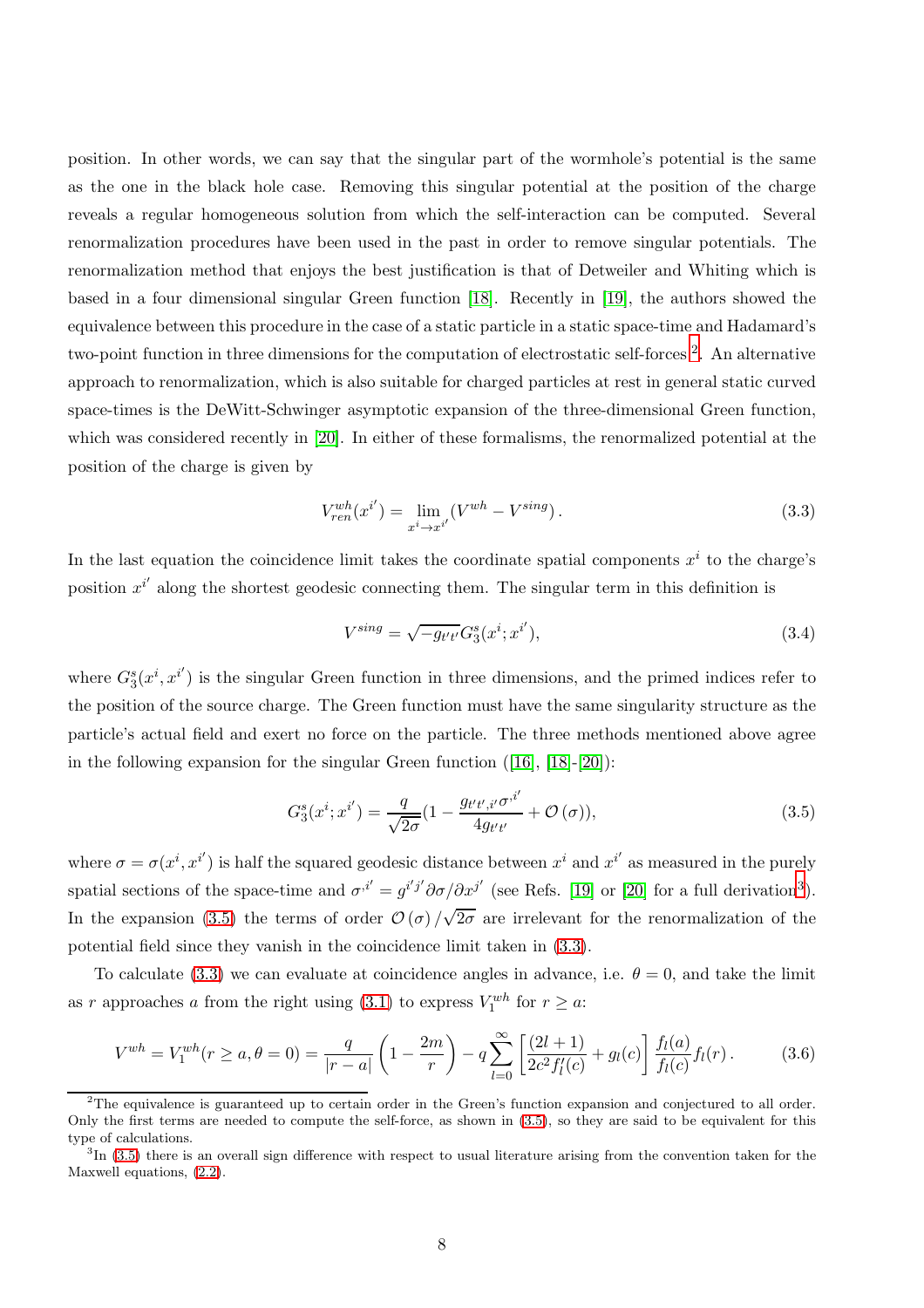position. In other words, we can say that the singular part of the wormhole's potential is the same as the one in the black hole case. Removing this singular potential at the position of the charge reveals a regular homogeneous solution from which the self-interaction can be computed. Several renormalization procedures have been used in the past in order to remove singular potentials. The renormalization method that enjoys the best justification is that of Detweiler and Whiting which is based in a four dimensional singular Green function [18]. Recently in [19], the authors showed the equivalence between this procedure in the case of a static particle in a static space-time and Hadamard's two-point function in three dimensions for the computation of electrostatic self-forces [2]. An alternative approach to renormalization, which is also suitable for charged particles at rest in general static curved space-times is the DeWitt-Schwinger asymptotic expansion of the three-dimensional Green function, which was considered recently in [20]. In either of these formalisms, the renormalized potential at the position of the charge is given by

$$V^{wh}_{ren}(x^{i'}) = \lim_{x^i \to x^{i'}} (V^{wh} - V^{sing}) \,. \tag{3.3}$$

In the last equation the coincidence limit takes the coordinate spatial components $x^i$ to the charge's position $x^{i'}$ along the shortest geodesic connecting them. The singular term in this definition is

$$V^{sing} = \sqrt{-g_{t't'}}\, G^s_3(x^i; x^{i'}), \tag{3.4}$$

where $G^s_3(x^i, x^{i'})$ is the singular Green function in three dimensions, and the primed indices refer to the position of the source charge. The Green function must have the same singularity structure as the particle's actual field and exert no force on the particle. The three methods mentioned above agree in the following expansion for the singular Green function ([16], [18]-[20]):

$$G^s_3(x^i; x^{i'}) = \frac{q}{\sqrt{2\sigma}}\left(1 - \frac{g_{t't',i'}\sigma^{,i'}}{4g_{t't'}} + \mathcal{O}(\sigma)\right), \tag{3.5}$$

where $\sigma = \sigma(x^i, x^{i'})$ is half the squared geodesic distance between $x^i$ and $x^{i'}$ as measured in the purely spatial sections of the space-time and $\sigma^{,i'} = g^{i'j'}\partial\sigma/\partial x^{j'}$ (see Refs. [19] or [20] for a full derivation [3]). In the expansion (3.5) the terms of order $\mathcal{O}(\sigma)/\sqrt{2\sigma}$ are irrelevant for the renormalization of the potential field since they vanish in the coincidence limit taken in (3.3).

To calculate (3.3) we can evaluate at coincidence angles in advance, i.e. $\theta = 0$, and take the limit as $r$ approaches $a$ from the right using (3.1) to express $V^{wh}_1$ for $r \geq a$:

$$V^{wh} = V^{wh}_1(r \geq a, \theta = 0) = \frac{q}{|r-a|}\left(1 - \frac{2m}{r}\right) - q\sum_{l=0}^{\infty}\left[\frac{(2l+1)}{2c^2 f_l'(c)} + g_l(c)\right]\frac{f_l(a)}{f_l(c)} f_l(r) \,. \tag{3.6}$$

---

[2] The equivalence is guaranteed up to certain order in the Green's function expansion and conjectured to all order. Only the first terms are needed to compute the self-force, as shown in (3.5), so they are said to be equivalent for this type of calculations.

[3] In (3.5) there is an overall sign difference with respect to usual literature arising from the convention taken for the Maxwell equations, (2.2).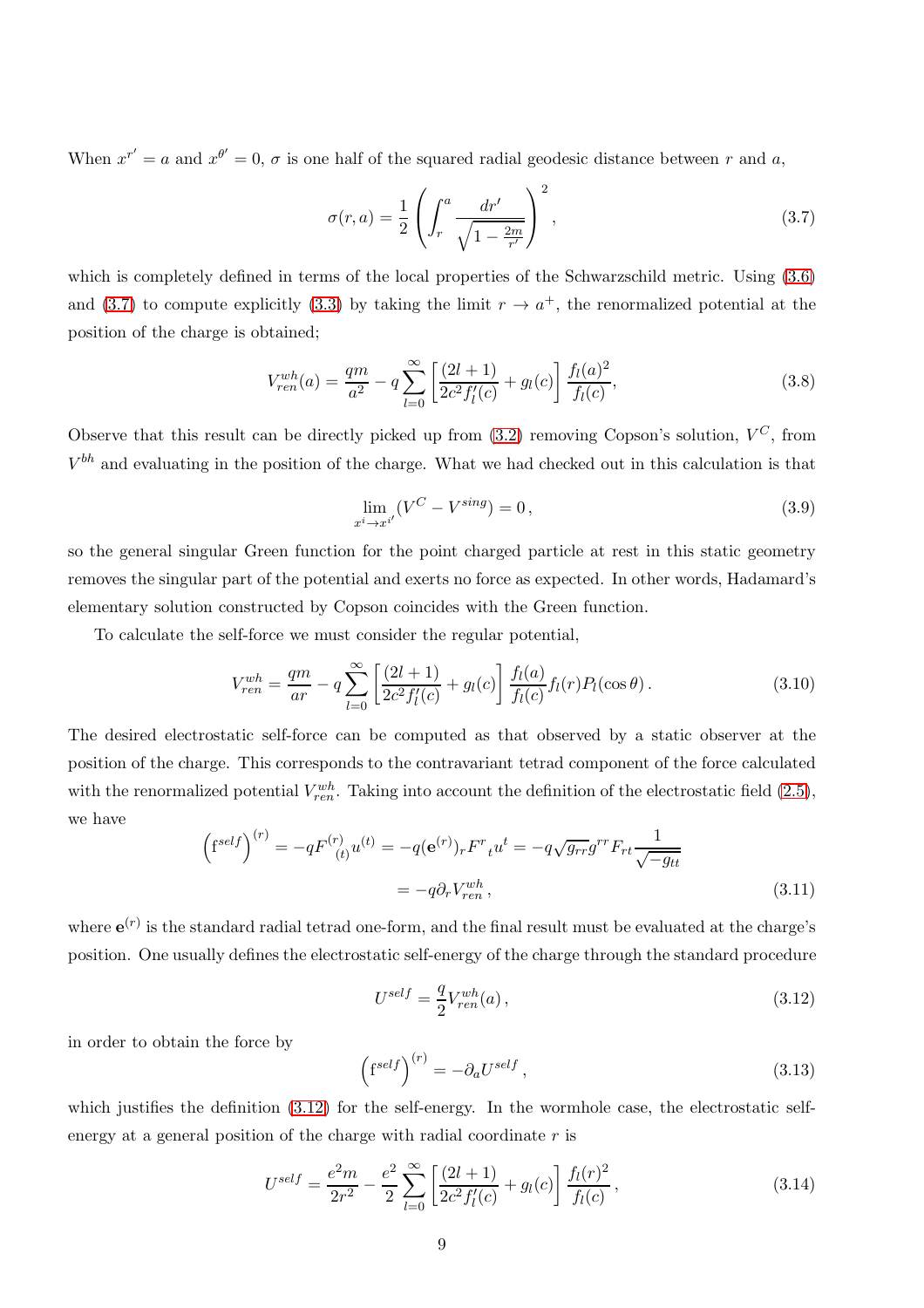When $x^{r'} = a$ and $x^{\theta'} = 0$, $\sigma$ is one half of the squared radial geodesic distance between $r$ and $a$,

$$\sigma(r,a) = \frac{1}{2}\left(\int_r^a \frac{dr'}{\sqrt{1-\frac{2m}{r'}}}\right)^2 , \tag{3.7}$$

which is completely defined in terms of the local properties of the Schwarzschild metric. Using (3.6) and (3.7) to compute explicitly (3.3) by taking the limit $r \to a^+$, the renormalized potential at the position of the charge is obtained;

$$V^{wh}_{ren}(a) = \frac{qm}{a^2} - q\sum_{l=0}^{\infty}\left[\frac{(2l+1)}{2c^2 f_l'(c)} + g_l(c)\right]\frac{f_l(a)^2}{f_l(c)}, \tag{3.8}$$

Observe that this result can be directly picked up from (3.2) removing Copson's solution, $V^C$, from $V^{bh}$ and evaluating in the position of the charge. What we had checked out in this calculation is that

$$\lim_{x^i \to x^{i'}} (V^C - V^{sing}) = 0\,, \tag{3.9}$$

so the general singular Green function for the point charged particle at rest in this static geometry removes the singular part of the potential and exerts no force as expected. In other words, Hadamard's elementary solution constructed by Copson coincides with the Green function.

To calculate the self-force we must consider the regular potential,

$$V^{wh}_{ren} = \frac{qm}{ar} - q\sum_{l=0}^{\infty}\left[\frac{(2l+1)}{2c^2 f_l'(c)} + g_l(c)\right]\frac{f_l(a)}{f_l(c)} f_l(r) P_l(\cos\theta)\,. \tag{3.10}$$

The desired electrostatic self-force can be computed as that observed by a static observer at the position of the charge. This corresponds to the contravariant tetrad component of the force calculated with the renormalized potential $V^{wh}_{ren}$. Taking into account the definition of the electrostatic field (2.5), we have

$$\begin{aligned}\left(\mathrm{f}^{self}\right)^{(r)} = -qF^{(r)}{}_{(t)}u^{(t)} = -q(\mathbf{e}^{(r)})_r F^r{}_t u^t = -q\sqrt{g_{rr}}g^{rr}F_{rt}\frac{1}{\sqrt{-g_{tt}}} \\ = -q\partial_r V^{wh}_{ren}\,,\end{aligned} \tag{3.11}$$

where $\mathbf{e}^{(r)}$ is the standard radial tetrad one-form, and the final result must be evaluated at the charge's position. One usually defines the electrostatic self-energy of the charge through the standard procedure

$$U^{self} = \frac{q}{2}V^{wh}_{ren}(a)\,, \tag{3.12}$$

in order to obtain the force by

$$\left(\mathrm{f}^{self}\right)^{(r)} = -\partial_a U^{self}\,, \tag{3.13}$$

which justifies the definition (3.12) for the self-energy. In the wormhole case, the electrostatic self-energy at a general position of the charge with radial coordinate $r$ is

$$U^{self} = \frac{e^2 m}{2r^2} - \frac{e^2}{2}\sum_{l=0}^{\infty}\left[\frac{(2l+1)}{2c^2 f_l'(c)} + g_l(c)\right]\frac{f_l(r)^2}{f_l(c)}\,, \tag{3.14}$$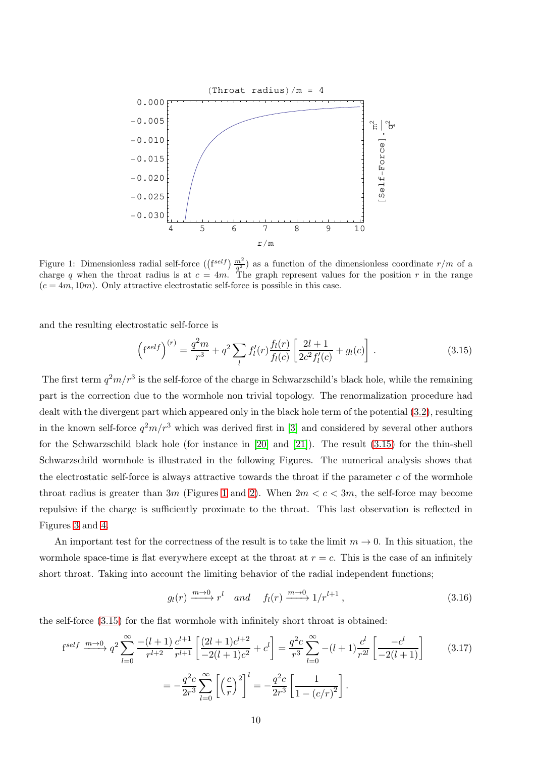Figure 1: Dimensionless radial self-force $\left((\mathrm{f}^{self})\,\frac{m^2}{q^2}\right)$ as a function of the dimensionless coordinate $r/m$ of a charge $q$ when the throat radius is at $c = 4m$. The graph represent values for the position $r$ in the range $(c = 4m, 10m)$. Only attractive electrostatic self-force is possible in this case.

and the resulting electrostatic self-force is

$$\left(\mathrm{f}^{self}\right)^{(r)} = \frac{q^2 m}{r^3} + q^2 \sum_l f_l'(r) \frac{f_l(r)}{f_l(c)} \left[ \frac{2l+1}{2c^2 f_l'(c)} + g_l(c) \right] . \tag{3.15}$$

The first term $q^2 m/r^3$ is the self-force of the charge in Schwarzschild's black hole, while the remaining part is the correction due to the wormhole non trivial topology. The renormalization procedure had dealt with the divergent part which appeared only in the black hole term of the potential (3.2), resulting in the known self-force $q^2 m/r^3$ which was derived first in [3] and considered by several other authors for the Schwarzschild black hole (for instance in [20] and [21]). The result (3.15) for the thin-shell Schwarzschild wormhole is illustrated in the following Figures. The numerical analysis shows that the electrostatic self-force is always attractive towards the throat if the parameter $c$ of the wormhole throat radius is greater than $3m$ (Figures 1 and 2). When $2m < c < 3m$, the self-force may become repulsive if the charge is sufficiently proximate to the throat. This last observation is reflected in Figures 3 and 4.

An important test for the correctness of the result is to take the limit $m \to 0$. In this situation, the wormhole space-time is flat everywhere except at the throat at $r = c$. This is the case of an infinitely short throat. Taking into account the limiting behavior of the radial independent functions;

$$g_l(r) \xrightarrow{m \to 0} r^l \quad and \quad f_l(r) \xrightarrow{m \to 0} 1/r^{l+1} , \tag{3.16}$$

the self-force (3.15) for the flat wormhole with infinitely short throat is obtained:

$$\begin{aligned} \mathrm{f}^{self} \xrightarrow{m \to 0} q^2 \sum_{l=0}^{\infty} \frac{-(l+1)}{r^{l+2}} \frac{c^{l+1}}{r^{l+1}} \left[ \frac{(2l+1)c^{l+2}}{-2(l+1)c^2} + c^l \right] &= \frac{q^2 c}{r^3} \sum_{l=0}^{\infty} -(l+1) \frac{c^l}{r^{2l}} \left[ \frac{-c^l}{-2(l+1)} \right] \\ &= -\frac{q^2 c}{2r^3} \sum_{l=0}^{\infty} \left[ \left( \frac{c}{r} \right)^2 \right]^l = -\frac{q^2 c}{2r^3} \left[ \frac{1}{1-(c/r)^2} \right] . \end{aligned} \tag{3.17}$$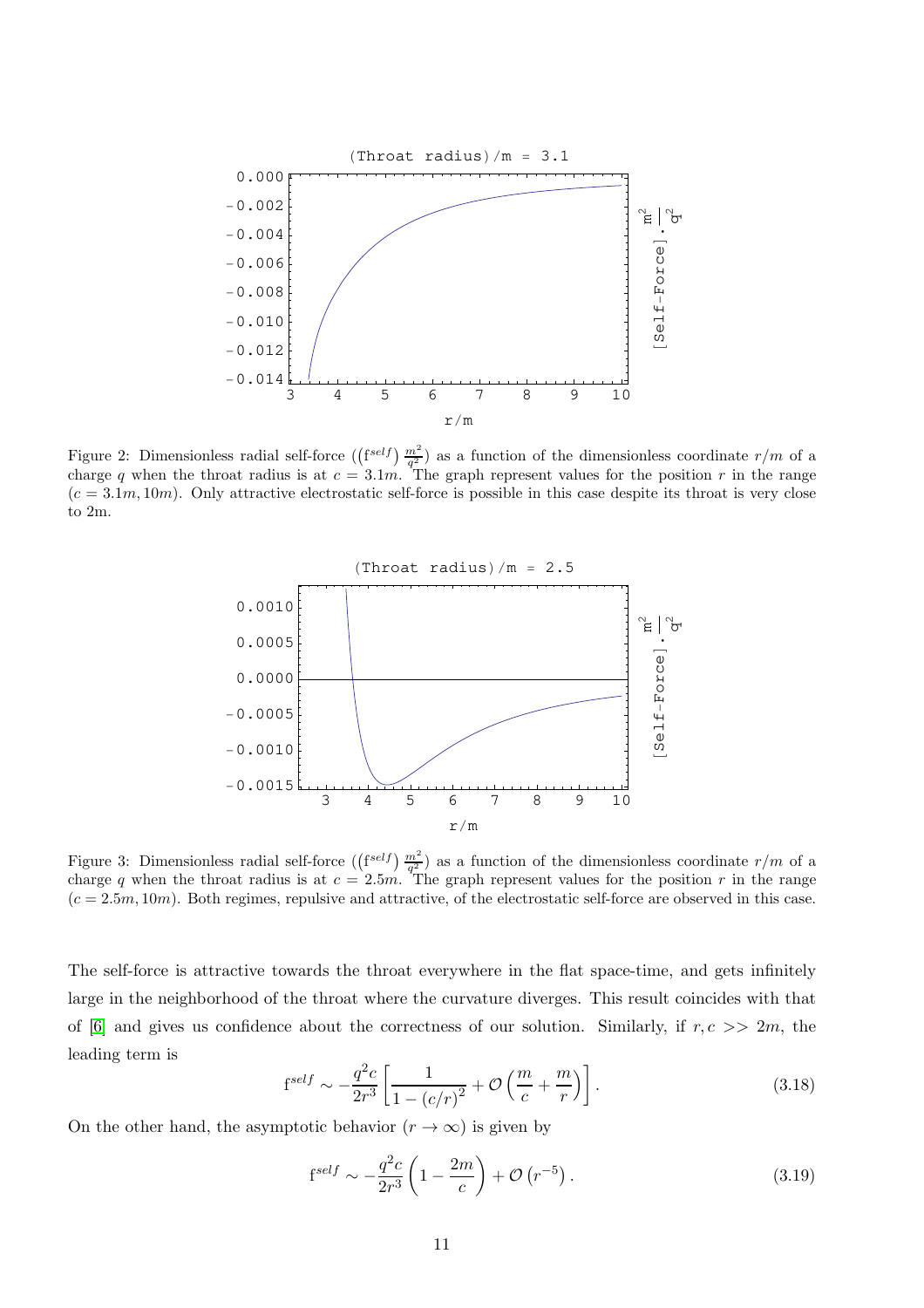Figure 2: Dimensionless radial self-force $\left(\left(\mathrm{f}^{self}\right)\frac{m^2}{q^2}\right)$ as a function of the dimensionless coordinate $r/m$ of a charge $q$ when the throat radius is at $c = 3.1m$. The graph represent values for the position $r$ in the range $(c = 3.1m, 10m)$. Only attractive electrostatic self-force is possible in this case despite its throat is very close to 2m.

Figure 3: Dimensionless radial self-force $\left(\left(\mathrm{f}^{self}\right)\frac{m^2}{q^2}\right)$ as a function of the dimensionless coordinate $r/m$ of a charge $q$ when the throat radius is at $c = 2.5m$. The graph represent values for the position $r$ in the range $(c = 2.5m, 10m)$. Both regimes, repulsive and attractive, of the electrostatic self-force are observed in this case.

The self-force is attractive towards the throat everywhere in the flat space-time, and gets infinitely large in the neighborhood of the throat where the curvature diverges. This result coincides with that of [6] and gives us confidence about the correctness of our solution. Similarly, if $r, c >> 2m$, the leading term is

$$\mathrm{f}^{self} \sim -\frac{q^2 c}{2r^3}\left[\frac{1}{1-(c/r)^2} + \mathcal{O}\left(\frac{m}{c} + \frac{m}{r}\right)\right]. \tag{3.18}$$

On the other hand, the asymptotic behavior $(r \to \infty)$ is given by

$$\mathrm{f}^{self} \sim -\frac{q^2 c}{2r^3}\left(1 - \frac{2m}{c}\right) + \mathcal{O}\left(r^{-5}\right). \tag{3.19}$$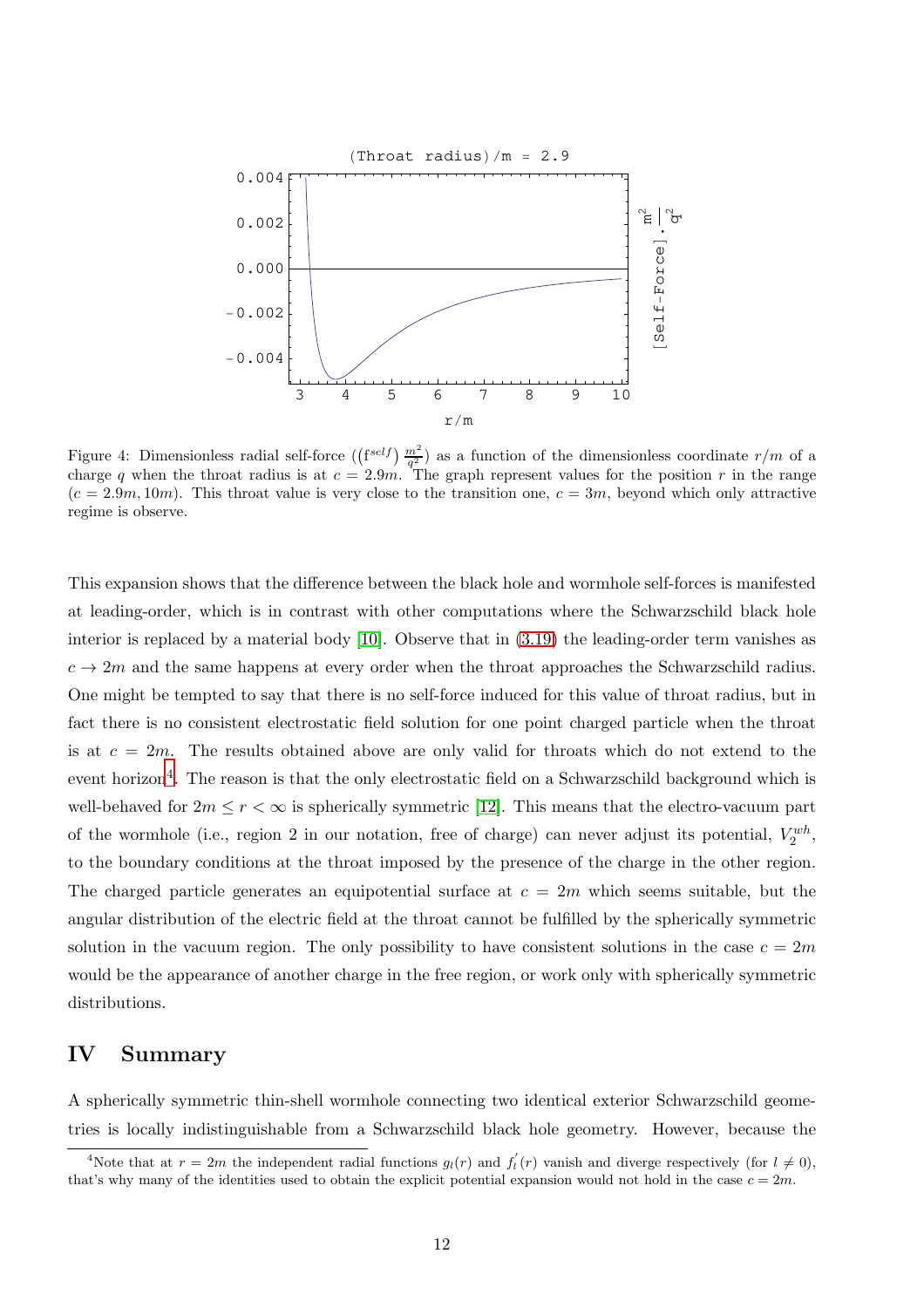Figure 4: Dimensionless radial self-force $(\left(f^{self}\right)\frac{m^2}{q^2})$ as a function of the dimensionless coordinate $r/m$ of a charge $q$ when the throat radius is at $c = 2.9m$. The graph represent values for the position $r$ in the range $(c = 2.9m, 10m)$. This throat value is very close to the transition one, $c = 3m$, beyond which only attractive regime is observe.

This expansion shows that the difference between the black hole and wormhole self-forces is manifested at leading-order, which is in contrast with other computations where the Schwarzschild black hole interior is replaced by a material body [10]. Observe that in (3.19) the leading-order term vanishes as $c \to 2m$ and the same happens at every order when the throat approaches the Schwarzschild radius. One might be tempted to say that there is no self-force induced for this value of throat radius, but in fact there is no consistent electrostatic field solution for one point charged particle when the throat is at $c = 2m$. The results obtained above are only valid for throats which do not extend to the event horizon[4]. The reason is that the only electrostatic field on a Schwarzschild background which is well-behaved for $2m \leq r < \infty$ is spherically symmetric [12]. This means that the electro-vacuum part of the wormhole (i.e., region 2 in our notation, free of charge) can never adjust its potential, $V_2^{wh}$, to the boundary conditions at the throat imposed by the presence of the charge in the other region. The charged particle generates an equipotential surface at $c = 2m$ which seems suitable, but the angular distribution of the electric field at the throat cannot be fulfilled by the spherically symmetric solution in the vacuum region. The only possibility to have consistent solutions in the case $c = 2m$ would be the appearance of another charge in the free region, or work only with spherically symmetric distributions.

# IV Summary

A spherically symmetric thin-shell wormhole connecting two identical exterior Schwarzschild geometries is locally indistinguishable from a Schwarzschild black hole geometry. However, because the

[4]Note that at $r = 2m$ the independent radial functions $g_l(r)$ and $f_l'(r)$ vanish and diverge respectively (for $l \neq 0$), that's why many of the identities used to obtain the explicit potential expansion would not hold in the case $c = 2m$.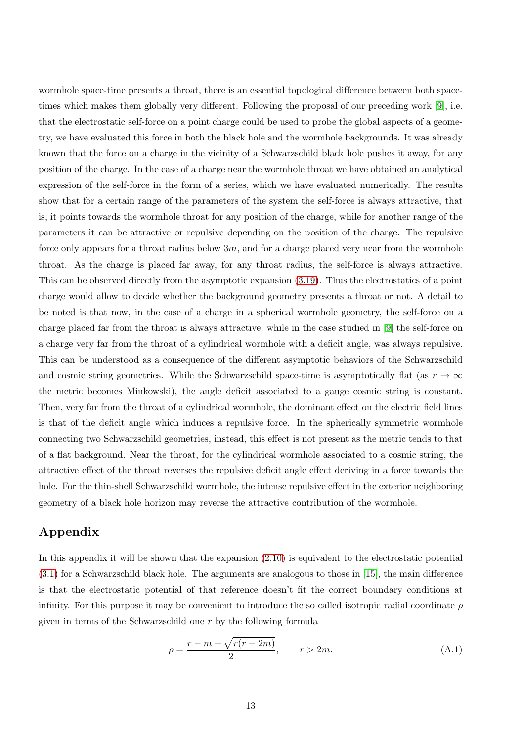wormhole space-time presents a throat, there is an essential topological difference between both space-times which makes them globally very different. Following the proposal of our preceding work [9], i.e. that the electrostatic self-force on a point charge could be used to probe the global aspects of a geometry, we have evaluated this force in both the black hole and the wormhole backgrounds. It was already known that the force on a charge in the vicinity of a Schwarzschild black hole pushes it away, for any position of the charge. In the case of a charge near the wormhole throat we have obtained an analytical expression of the self-force in the form of a series, which we have evaluated numerically. The results show that for a certain range of the parameters of the system the self-force is always attractive, that is, it points towards the wormhole throat for any position of the charge, while for another range of the parameters it can be attractive or repulsive depending on the position of the charge. The repulsive force only appears for a throat radius below $3m$, and for a charge placed very near from the wormhole throat. As the charge is placed far away, for any throat radius, the self-force is always attractive. This can be observed directly from the asymptotic expansion (3.19). Thus the electrostatics of a point charge would allow to decide whether the background geometry presents a throat or not. A detail to be noted is that now, in the case of a charge in a spherical wormhole geometry, the self-force on a charge placed far from the throat is always attractive, while in the case studied in [9] the self-force on a charge very far from the throat of a cylindrical wormhole with a deficit angle, was always repulsive. This can be understood as a consequence of the different asymptotic behaviors of the Schwarzschild and cosmic string geometries. While the Schwarzschild space-time is asymptotically flat (as $r \to \infty$ the metric becomes Minkowski), the angle deficit associated to a gauge cosmic string is constant. Then, very far from the throat of a cylindrical wormhole, the dominant effect on the electric field lines is that of the deficit angle which induces a repulsive force. In the spherically symmetric wormhole connecting two Schwarzschild geometries, instead, this effect is not present as the metric tends to that of a flat background. Near the throat, for the cylindrical wormhole associated to a cosmic string, the attractive effect of the throat reverses the repulsive deficit angle effect deriving in a force towards the hole. For the thin-shell Schwarzschild wormhole, the intense repulsive effect in the exterior neighboring geometry of a black hole horizon may reverse the attractive contribution of the wormhole.

## Appendix

In this appendix it will be shown that the expansion (2.10) is equivalent to the electrostatic potential (3.1) for a Schwarzschild black hole. The arguments are analogous to those in [15], the main difference is that the electrostatic potential of that reference doesn't fit the correct boundary conditions at infinity. For this purpose it may be convenient to introduce the so called isotropic radial coordinate $\rho$ given in terms of the Schwarzschild one $r$ by the following formula

$$\rho = \frac{r - m + \sqrt{r(r-2m)}}{2}, \qquad r > 2m. \tag{A.1}$$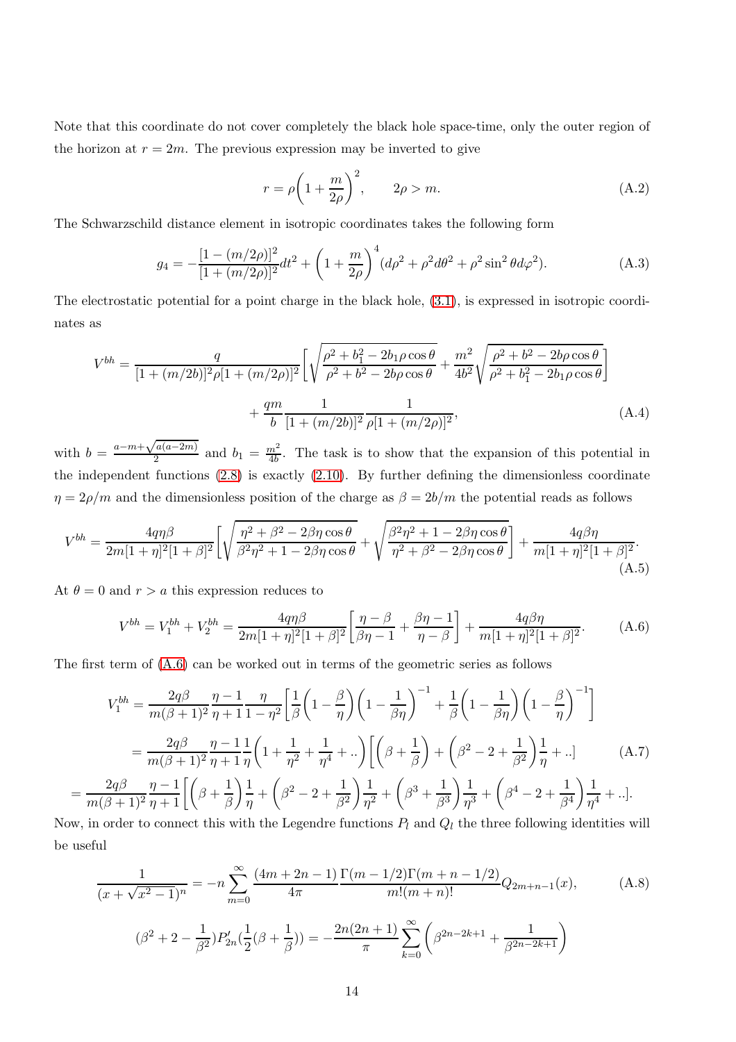Note that this coordinate do not cover completely the black hole space-time, only the outer region of the horizon at $r = 2m$. The previous expression may be inverted to give

$$r = \rho\left(1 + \frac{m}{2\rho}\right)^2, \qquad 2\rho > m. \tag{A.2}$$

The Schwarzschild distance element in isotropic coordinates takes the following form

$$g_4 = -\frac{[1-(m/2\rho)]^2}{[1+(m/2\rho)]^2}dt^2 + \left(1 + \frac{m}{2\rho}\right)^4 (d\rho^2 + \rho^2 d\theta^2 + \rho^2 \sin^2\theta d\varphi^2). \tag{A.3}$$

The electrostatic potential for a point charge in the black hole, (3.1), is expressed in isotropic coordinates as

$$V^{bh} = \frac{q}{[1+(m/2b)]^2 \rho [1+(m/2\rho)]^2}\left[\sqrt{\frac{\rho^2 + b_1^2 - 2b_1\rho\cos\theta}{\rho^2 + b^2 - 2b\rho\cos\theta}} + \frac{m^2}{4b^2}\sqrt{\frac{\rho^2 + b^2 - 2b\rho\cos\theta}{\rho^2 + b_1^2 - 2b_1\rho\cos\theta}}\right]$$

$$+ \frac{qm}{b}\frac{1}{[1+(m/2b)]^2}\frac{1}{\rho[1+(m/2\rho)]^2}, \tag{A.4}$$

with $b = \frac{a - m + \sqrt{a(a-2m)}}{2}$ and $b_1 = \frac{m^2}{4b}$. The task is to show that the expansion of this potential in the independent functions (2.8) is exactly (2.10). By further defining the dimensionless coordinate $\eta = 2\rho/m$ and the dimensionless position of the charge as $\beta = 2b/m$ the potential reads as follows

$$V^{bh} = \frac{4q\eta\beta}{2m[1+\eta]^2[1+\beta]^2}\left[\sqrt{\frac{\eta^2 + \beta^2 - 2\beta\eta\cos\theta}{\beta^2\eta^2 + 1 - 2\beta\eta\cos\theta}} + \sqrt{\frac{\beta^2\eta^2 + 1 - 2\beta\eta\cos\theta}{\eta^2 + \beta^2 - 2\beta\eta\cos\theta}}\right] + \frac{4q\beta\eta}{m[1+\eta]^2[1+\beta]^2}. \tag{A.5}$$

At $\theta = 0$ and $r > a$ this expression reduces to

$$V^{bh} = V_1^{bh} + V_2^{bh} = \frac{4q\eta\beta}{2m[1+\eta]^2[1+\beta]^2}\left[\frac{\eta - \beta}{\beta\eta - 1} + \frac{\beta\eta - 1}{\eta - \beta}\right] + \frac{4q\beta\eta}{m[1+\eta]^2[1+\beta]^2}. \tag{A.6}$$

The first term of (A.6) can be worked out in terms of the geometric series as follows

$$V_1^{bh} = \frac{2q\beta}{m(\beta+1)^2}\frac{\eta-1}{\eta+1}\frac{\eta}{1-\eta^2}\left[\frac{1}{\beta}\left(1-\frac{\beta}{\eta}\right)\left(1-\frac{1}{\beta\eta}\right)^{-1} + \frac{1}{\beta}\left(1-\frac{1}{\beta\eta}\right)\left(1-\frac{\beta}{\eta}\right)^{-1}\right]$$

$$= \frac{2q\beta}{m(\beta+1)^2}\frac{\eta-1}{\eta+1}\frac{1}{\eta}\left(1 + \frac{1}{\eta^2} + \frac{1}{\eta^4} + ..\right)\left[\left(\beta + \frac{1}{\beta}\right) + \left(\beta^2 - 2 + \frac{1}{\beta^2}\right)\frac{1}{\eta} + ..\right] \tag{A.7}$$

$$= \frac{2q\beta}{m(\beta+1)^2}\frac{\eta-1}{\eta+1}\left[\left(\beta + \frac{1}{\beta}\right)\frac{1}{\eta} + \left(\beta^2 - 2 + \frac{1}{\beta^2}\right)\frac{1}{\eta^2} + \left(\beta^3 + \frac{1}{\beta^3}\right)\frac{1}{\eta^3} + \left(\beta^4 - 2 + \frac{1}{\beta^4}\right)\frac{1}{\eta^4} + ..\right].$$

Now, in order to connect this with the Legendre functions $P_l$ and $Q_l$ the three following identities will be useful

$$\frac{1}{(x+\sqrt{x^2-1})^n} = -n\sum_{m=0}^{\infty}\frac{(4m+2n-1)}{4\pi}\frac{\Gamma(m-1/2)\Gamma(m+n-1/2)}{m!(m+n)!}Q_{2m+n-1}(x), \tag{A.8}$$

$$(\beta^2 + 2 - \frac{1}{\beta^2})P'_{2n}(\frac{1}{2}(\beta + \frac{1}{\beta})) = -\frac{2n(2n+1)}{\pi}\sum_{k=0}^{\infty}\left(\beta^{2n-2k+1} + \frac{1}{\beta^{2n-2k+1}}\right)$$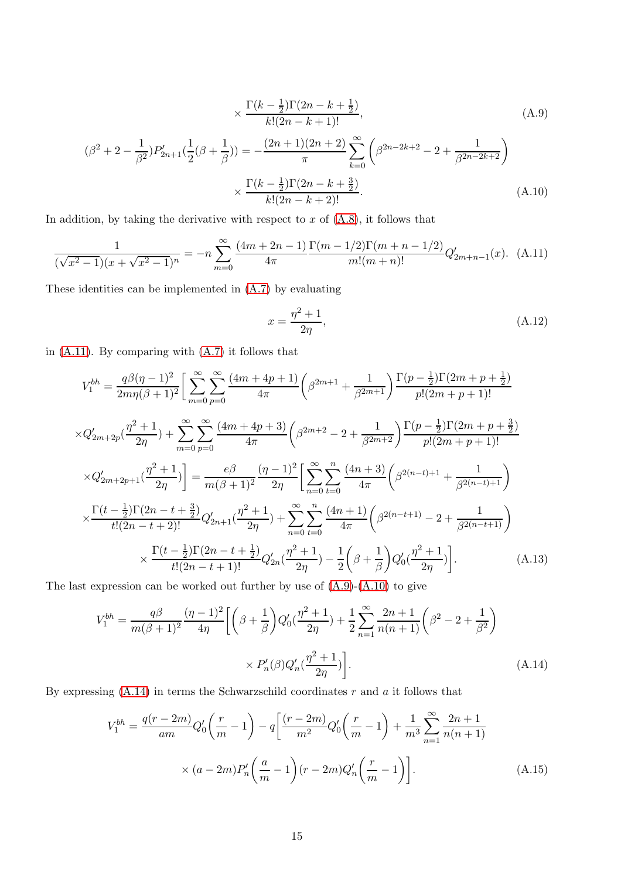$$\times \frac{\Gamma(k-\frac{1}{2})\Gamma(2n-k+\frac{1}{2})}{k!(2n-k+1)!}, \tag{A.9}$$

$$(\beta^2+2-\frac{1}{\beta^2})P'_{2n+1}(\frac{1}{2}(\beta+\frac{1}{\beta})) = -\frac{(2n+1)(2n+2)}{\pi}\sum_{k=0}^{\infty}\left(\beta^{2n-2k+2}-2+\frac{1}{\beta^{2n-2k+2}}\right)$$
$$\times \frac{\Gamma(k-\frac{1}{2})\Gamma(2n-k+\frac{3}{2})}{k!(2n-k+2)!}. \tag{A.10}$$

In addition, by taking the derivative with respect to $x$ of (A.8), it follows that

$$\frac{1}{(\sqrt{x^2-1})(x+\sqrt{x^2-1})^n} = -n\sum_{m=0}^{\infty}\frac{(4m+2n-1)}{4\pi}\frac{\Gamma(m-1/2)\Gamma(m+n-1/2)}{m!(m+n)!}Q'_{2m+n-1}(x). \tag{A.11}$$

These identities can be implemented in (A.7) by evaluating

$$x = \frac{\eta^2+1}{2\eta}, \tag{A.12}$$

in (A.11). By comparing with (A.7) it follows that

$$V_1^{bh} = \frac{q\beta(\eta-1)^2}{2m\eta(\beta+1)^2}\Bigg[\sum_{m=0}^{\infty}\sum_{p=0}^{\infty}\frac{(4m+4p+1)}{4\pi}\left(\beta^{2m+1}+\frac{1}{\beta^{2m+1}}\right)\frac{\Gamma(p-\frac{1}{2})\Gamma(2m+p+\frac{1}{2})}{p!(2m+p+1)!}$$
$$\times Q'_{2m+2p}(\frac{\eta^2+1}{2\eta}) + \sum_{m=0}^{\infty}\sum_{p=0}^{\infty}\frac{(4m+4p+3)}{4\pi}\left(\beta^{2m+2}-2+\frac{1}{\beta^{2m+2}}\right)\frac{\Gamma(p-\frac{1}{2})\Gamma(2m+p+\frac{3}{2})}{p!(2m+p+1)!}$$
$$\times Q'_{2m+2p+1}(\frac{\eta^2+1}{2\eta})\Bigg] = \frac{e\beta}{m(\beta+1)^2}\frac{(\eta-1)^2}{2\eta}\Bigg[\sum_{n=0}^{\infty}\sum_{t=0}^{n}\frac{(4n+3)}{4\pi}\left(\beta^{2(n-t)+1}+\frac{1}{\beta^{2(n-t)+1}}\right)$$
$$\times\frac{\Gamma(t-\frac{1}{2})\Gamma(2n-t+\frac{3}{2})}{t!(2n-t+2)!}Q'_{2n+1}(\frac{\eta^2+1}{2\eta}) + \sum_{n=0}^{\infty}\sum_{t=0}^{n}\frac{(4n+1)}{4\pi}\left(\beta^{2(n-t+1)}-2+\frac{1}{\beta^{2(n-t+1)}}\right)$$
$$\times\frac{\Gamma(t-\frac{1}{2})\Gamma(2n-t+\frac{1}{2})}{t!(2n-t+1)!}Q'_{2n}(\frac{\eta^2+1}{2\eta}) - \frac{1}{2}\left(\beta+\frac{1}{\beta}\right)Q'_0(\frac{\eta^2+1}{2\eta})\Bigg]. \tag{A.13}$$

The last expression can be worked out further by use of (A.9)-(A.10) to give

$$V_1^{bh} = \frac{q\beta}{m(\beta+1)^2}\frac{(\eta-1)^2}{4\eta}\Bigg[\left(\beta+\frac{1}{\beta}\right)Q'_0(\frac{\eta^2+1}{2\eta}) + \frac{1}{2}\sum_{n=1}^{\infty}\frac{2n+1}{n(n+1)}\left(\beta^2-2+\frac{1}{\beta^2}\right)$$
$$\times P'_n(\beta)Q'_n(\frac{\eta^2+1}{2\eta})\Bigg]. \tag{A.14}$$

By expressing (A.14) in terms the Schwarzschild coordinates $r$ and $a$ it follows that

$$V_1^{bh} = \frac{q(r-2m)}{am}Q'_0\left(\frac{r}{m}-1\right) - q\Bigg[\frac{(r-2m)}{m^2}Q'_0\left(\frac{r}{m}-1\right) + \frac{1}{m^3}\sum_{n=1}^{\infty}\frac{2n+1}{n(n+1)}$$
$$\times(a-2m)P'_n\left(\frac{a}{m}-1\right)(r-2m)Q'_n\left(\frac{r}{m}-1\right)\Bigg]. \tag{A.15}$$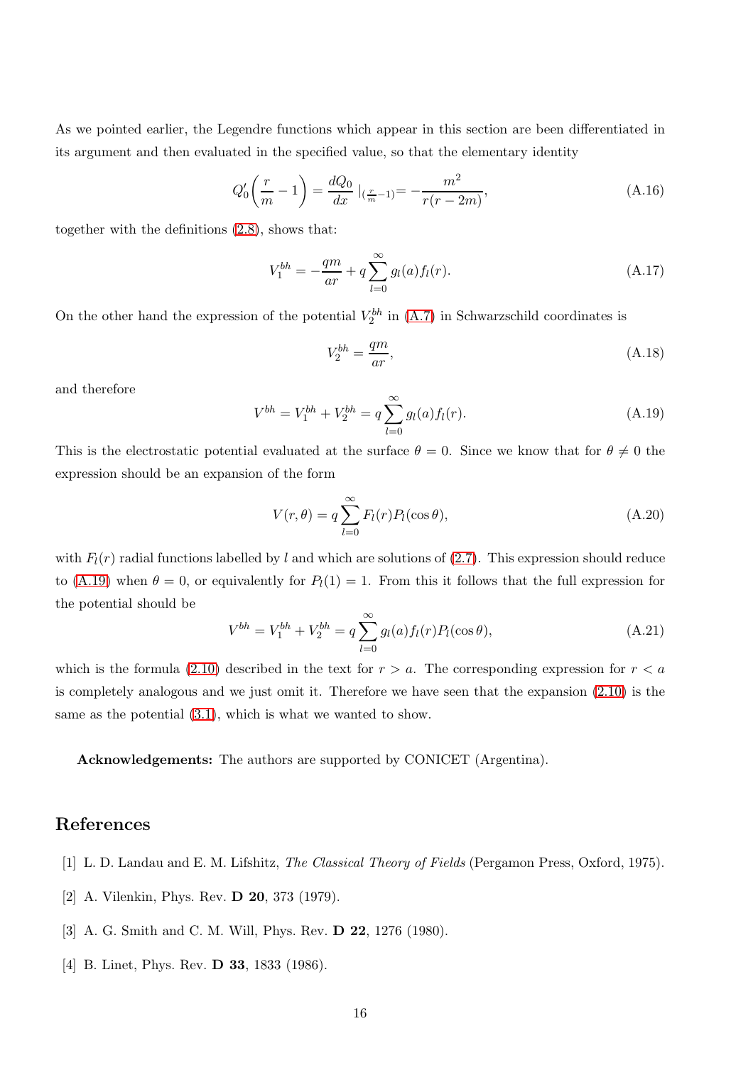As we pointed earlier, the Legendre functions which appear in this section are been differentiated in its argument and then evaluated in the specified value, so that the elementary identity

$$Q_0'\left(\frac{r}{m}-1\right)=\frac{dQ_0}{dx}\mid_{(\frac{r}{m}-1)}=-\frac{m^2}{r(r-2m)}, \tag{A.16}$$

together with the definitions (2.8), shows that:

$$V_1^{bh}=-\frac{qm}{ar}+q\sum_{l=0}^{\infty}g_l(a)f_l(r). \tag{A.17}$$

On the other hand the expression of the potential $V_2^{bh}$ in (A.7) in Schwarzschild coordinates is

$$V_2^{bh}=\frac{qm}{ar}, \tag{A.18}$$

and therefore

$$V^{bh}=V_1^{bh}+V_2^{bh}=q\sum_{l=0}^{\infty}g_l(a)f_l(r). \tag{A.19}$$

This is the electrostatic potential evaluated at the surface $\theta=0$. Since we know that for $\theta\neq 0$ the expression should be an expansion of the form

$$V(r,\theta)=q\sum_{l=0}^{\infty}F_l(r)P_l(\cos\theta), \tag{A.20}$$

with $F_l(r)$ radial functions labelled by $l$ and which are solutions of (2.7). This expression should reduce to (A.19) when $\theta=0$, or equivalently for $P_l(1)=1$. From this it follows that the full expression for the potential should be

$$V^{bh}=V_1^{bh}+V_2^{bh}=q\sum_{l=0}^{\infty}g_l(a)f_l(r)P_l(\cos\theta), \tag{A.21}$$

which is the formula (2.10) described in the text for $r>a$. The corresponding expression for $r<a$ is completely analogous and we just omit it. Therefore we have seen that the expansion (2.10) is the same as the potential (3.1), which is what we wanted to show.

**Acknowledgements:** The authors are supported by CONICET (Argentina).

## References

[1] L. D. Landau and E. M. Lifshitz, *The Classical Theory of Fields* (Pergamon Press, Oxford, 1975).

[2] A. Vilenkin, Phys. Rev. **D 20**, 373 (1979).

[3] A. G. Smith and C. M. Will, Phys. Rev. **D 22**, 1276 (1980).

[4] B. Linet, Phys. Rev. **D 33**, 1833 (1986).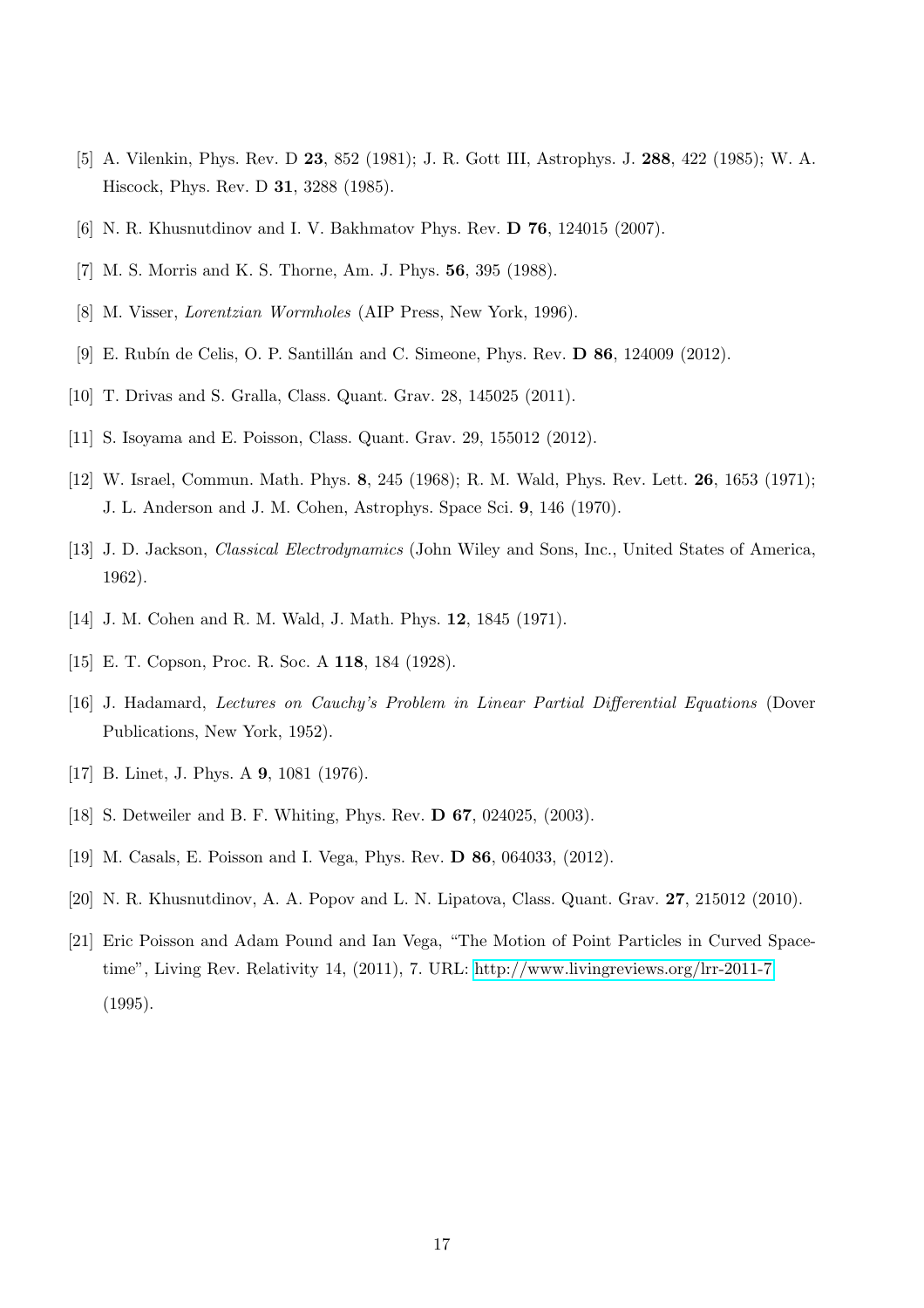[5] A. Vilenkin, Phys. Rev. D **23**, 852 (1981); J. R. Gott III, Astrophys. J. **288**, 422 (1985); W. A. Hiscock, Phys. Rev. D **31**, 3288 (1985).

[6] N. R. Khusnutdinov and I. V. Bakhmatov Phys. Rev. **D 76**, 124015 (2007).

[7] M. S. Morris and K. S. Thorne, Am. J. Phys. **56**, 395 (1988).

[8] M. Visser, *Lorentzian Wormholes* (AIP Press, New York, 1996).

[9] E. Rubín de Celis, O. P. Santillán and C. Simeone, Phys. Rev. **D 86**, 124009 (2012).

[10] T. Drivas and S. Gralla, Class. Quant. Grav. 28, 145025 (2011).

[11] S. Isoyama and E. Poisson, Class. Quant. Grav. 29, 155012 (2012).

[12] W. Israel, Commun. Math. Phys. **8**, 245 (1968); R. M. Wald, Phys. Rev. Lett. **26**, 1653 (1971); J. L. Anderson and J. M. Cohen, Astrophys. Space Sci. **9**, 146 (1970).

[13] J. D. Jackson, *Classical Electrodynamics* (John Wiley and Sons, Inc., United States of America, 1962).

[14] J. M. Cohen and R. M. Wald, J. Math. Phys. **12**, 1845 (1971).

[15] E. T. Copson, Proc. R. Soc. A **118**, 184 (1928).

[16] J. Hadamard, *Lectures on Cauchy's Problem in Linear Partial Differential Equations* (Dover Publications, New York, 1952).

[17] B. Linet, J. Phys. A **9**, 1081 (1976).

[18] S. Detweiler and B. F. Whiting, Phys. Rev. **D 67**, 024025, (2003).

[19] M. Casals, E. Poisson and I. Vega, Phys. Rev. **D 86**, 064033, (2012).

[20] N. R. Khusnutdinov, A. A. Popov and L. N. Lipatova, Class. Quant. Grav. **27**, 215012 (2010).

[21] Eric Poisson and Adam Pound and Ian Vega, "The Motion of Point Particles in Curved Spacetime", Living Rev. Relativity 14, (2011), 7. URL: http://www.livingreviews.org/lrr-2011-7 (1995).